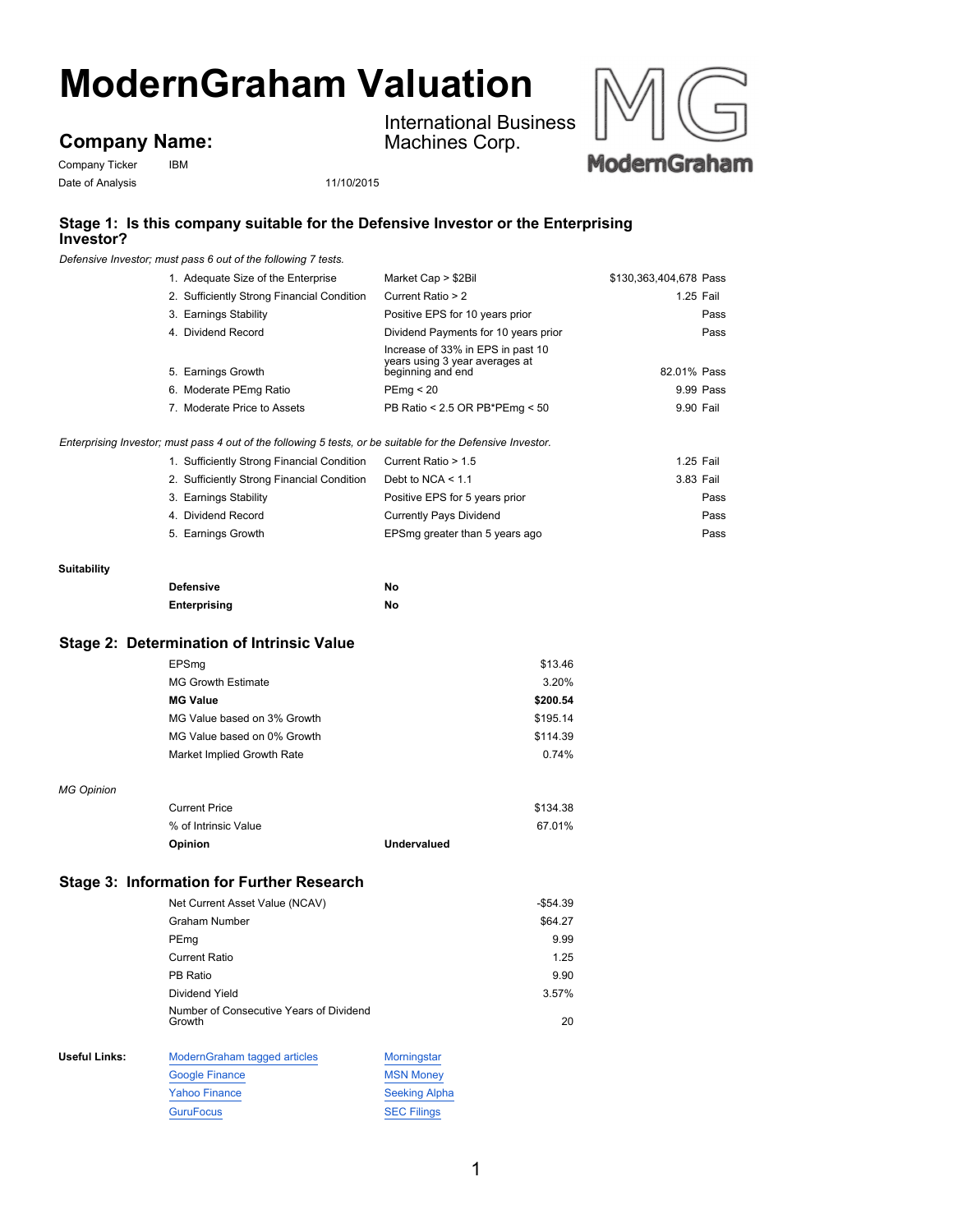# ModernGraham Valuation

## Company Name:

International Business Machines Corp.

Company Ticker: IBM

Date of Analysis: 11/10/2015

### Stage 1: Is this company suitable for the Defensive Investor or the Enterprising Investor?

*Defensive Investor; must pass 6 out of the following 7 tests.*

| Test | Criteria | Value | Result |
|---|---|---|---|
| 1. Adequate Size of the Enterprise | Market Cap > $2Bil | $130,363,404,678 | Pass |
| 2. Sufficiently Strong Financial Condition | Current Ratio > 2 | 1.25 | Fail |
| 3. Earnings Stability | Positive EPS for 10 years prior | | Pass |
| 4. Dividend Record | Dividend Payments for 10 years prior | | Pass |
| 5. Earnings Growth | Increase of 33% in EPS in past 10 years using 3 year averages at beginning and end | 82.01% | Pass |
| 6. Moderate PEmg Ratio | PEmg < 20 | 9.99 | Pass |
| 7. Moderate Price to Assets | PB Ratio < 2.5 OR PB*PEmg < 50 | 9.90 | Fail |

*Enterprising Investor; must pass 4 out of the following 5 tests, or be suitable for the Defensive Investor.*

| Test | Criteria | Value | Result |
|---|---|---|---|
| 1. Sufficiently Strong Financial Condition | Current Ratio > 1.5 | 1.25 | Fail |
| 2. Sufficiently Strong Financial Condition | Debt to NCA < 1.1 | 3.83 | Fail |
| 3. Earnings Stability | Positive EPS for 5 years prior | | Pass |
| 4. Dividend Record | Currently Pays Dividend | | Pass |
| 5. Earnings Growth | EPSmg greater than 5 years ago | | Pass |

**Suitability**

| | |
|---|---|
| **Defensive** | **No** |
| **Enterprising** | **No** |

### Stage 2: Determination of Intrinsic Value

| | |
|---|---|
| EPSmg | $13.46 |
| MG Growth Estimate | 3.20% |
| **MG Value** | **$200.54** |
| MG Value based on 3% Growth | $195.14 |
| MG Value based on 0% Growth | $114.39 |
| Market Implied Growth Rate | 0.74% |

*MG Opinion*

| | |
|---|---|
| Current Price | $134.38 |
| % of Intrinsic Value | 67.01% |
| **Opinion** | **Undervalued** |

### Stage 3: Information for Further Research

| | |
|---|---|
| Net Current Asset Value (NCAV) | -$54.39 |
| Graham Number | $64.27 |
| PEmg | 9.99 |
| Current Ratio | 1.25 |
| PB Ratio | 9.90 |
| Dividend Yield | 3.57% |
| Number of Consecutive Years of Dividend Growth | 20 |

**Useful Links:**

- ModernGraham tagged articles
- Google Finance
- Yahoo Finance
- GuruFocus
- Morningstar
- MSN Money
- Seeking Alpha
- SEC Filings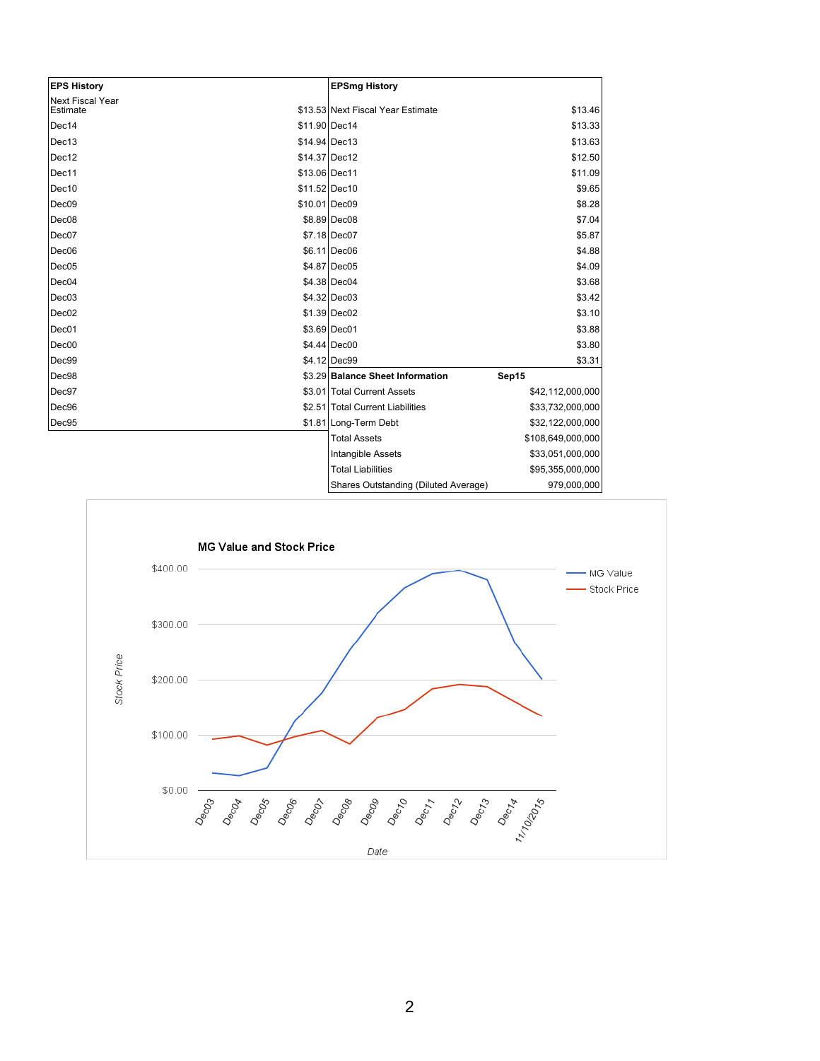| **EPS History** | |
|---|---|
| Next Fiscal Year Estimate | $13.53 |
| Dec14 | $11.90 |
| Dec13 | $14.94 |
| Dec12 | $14.37 |
| Dec11 | $13.06 |
| Dec10 | $11.52 |
| Dec09 | $10.01 |
| Dec08 | $8.89 |
| Dec07 | $7.18 |
| Dec06 | $6.11 |
| Dec05 | $4.87 |
| Dec04 | $4.38 |
| Dec03 | $4.32 |
| Dec02 | $1.39 |
| Dec01 | $3.69 |
| Dec00 | $4.44 |
| Dec99 | $4.12 |
| Dec98 | $3.29 |
| Dec97 | $3.01 |
| Dec96 | $2.51 |
| Dec95 | $1.81 |

| **EPSmg History** | |
|---|---|
| Next Fiscal Year Estimate | $13.46 |
| Dec14 | $13.33 |
| Dec13 | $13.63 |
| Dec12 | $12.50 |
| Dec11 | $11.09 |
| Dec10 | $9.65 |
| Dec09 | $8.28 |
| Dec08 | $7.04 |
| Dec07 | $5.87 |
| Dec06 | $4.88 |
| Dec05 | $4.09 |
| Dec04 | $3.68 |
| Dec03 | $3.42 |
| Dec02 | $3.10 |
| Dec01 | $3.88 |
| Dec00 | $3.80 |
| Dec99 | $3.31 |

| **Balance Sheet Information** | **Sep15** |
|---|---|
| Total Current Assets | $42,112,000,000 |
| Total Current Liabilities | $33,732,000,000 |
| Long-Term Debt | $32,122,000,000 |
| Total Assets | $108,649,000,000 |
| Intangible Assets | $33,051,000,000 |
| Total Liabilities | $95,355,000,000 |
| Shares Outstanding (Diluted Average) | 979,000,000 |

**MG Value and Stock Price**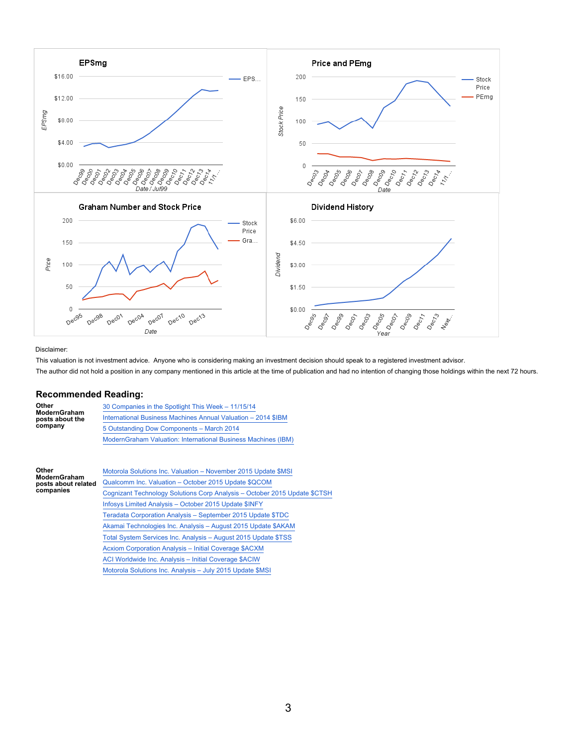EPSmg

$16.00
$12.00
$8.00
$4.00
$0.00

EPSmg

EPS...

Dec99 Dec00 Dec01 Dec02 Dec03 Dec04 Dec05 Dec06 Dec07 Dec08 Dec09 Dec10 Dec11 Dec12 Dec13 Dec14 11/1...

Date / Jul99

Price and PEmg

200
150
100
50
0

Stock Price

Stock Price

PEmg

Dec03 Dec04 Dec05 Dec06 Dec07 Dec08 Dec09 Dec10 Dec11 Dec12 Dec13 Dec14 11/1...

Date

Graham Number and Stock Price

200
150
100
50
0

Price

Stock Price

Gra...

Dec95 Dec98 Dec01 Dec04 Dec07 Dec10 Dec13

Date

Dividend History

$6.00
$4.50
$3.00
$1.50
$0.00

Dividend

Dec95 Dec97 Dec99 Dec01 Dec03 Dec05 Dec07 Dec09 Dec11 Dec13 Next...

Year

Disclaimer:

This valuation is not investment advice. Anyone who is considering making an investment decision should speak to a registered investment advisor.

The author did not hold a position in any company mentioned in this article at the time of publication and had no intention of changing those holdings within the next 72 hours.

## Recommended Reading:

**Other ModernGraham posts about the company**

- 30 Companies in the Spotlight This Week – 11/15/14
- International Business Machines Annual Valuation – 2014 $IBM
- 5 Outstanding Dow Components – March 2014
- ModernGraham Valuation: International Business Machines (IBM)

**Other ModernGraham posts about related companies**

- Motorola Solutions Inc. Valuation – November 2015 Update $MSI
- Qualcomm Inc. Valuation – October 2015 Update $QCOM
- Cognizant Technology Solutions Corp Analysis – October 2015 Update $CTSH
- Infosys Limited Analysis – October 2015 Update $INFY
- Teradata Corporation Analysis – September 2015 Update $TDC
- Akamai Technologies Inc. Analysis – August 2015 Update $AKAM
- Total System Services Inc. Analysis – August 2015 Update $TSS
- Acxiom Corporation Analysis – Initial Coverage $ACXM
- ACI Worldwide Inc. Analysis – Initial Coverage $ACIW
- Motorola Solutions Inc. Analysis – July 2015 Update $MSI